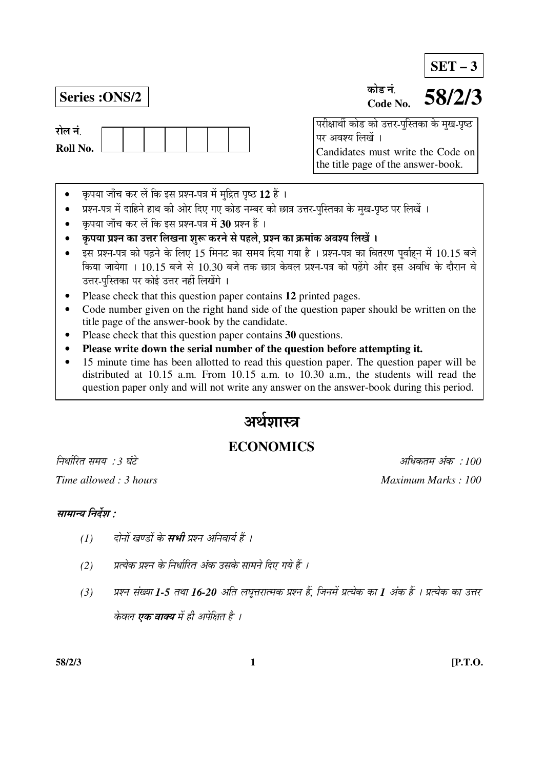**SET – 3**

**Series :ONS/2**

कोड नं. Code No. **58/2/3**

रोल नं.
Roll No.

| | | | | | | |
|---|---|---|---|---|---|---|

परीक्षार्थी कोड को उत्तर-पुस्तिका के मुख-पृष्ठ पर अवश्य लिखें ।
Candidates must write the Code on the title page of the answer-book.

- कृपया जाँच कर लें कि इस प्रश्न-पत्र में मुद्रित पृष्ठ **12** हैं ।
- प्रश्न-पत्र में दाहिने हाथ की ओर दिए गए कोड नम्बर को छात्र उत्तर-पुस्तिका के मुख-पृष्ठ पर लिखें ।
- कृपया जाँच कर लें कि इस प्रश्न-पत्र में **30** प्रश्न हैं ।
- **कृपया प्रश्न का उत्तर लिखना शुरू करने से पहले, प्रश्न का क्रमांक अवश्य लिखें ।**
- इस प्रश्न-पत्र को पढ़ने के लिए 15 मिनट का समय दिया गया है । प्रश्न-पत्र का वितरण पूर्वाह्न में 10.15 बजे किया जायेगा । 10.15 बजे से 10.30 बजे तक छात्र केवल प्रश्न-पत्र को पढ़ेंगे और इस अवधि के दौरान वे उत्तर-पुस्तिका पर कोई उत्तर नहीं लिखेंगे ।
- Please check that this question paper contains **12** printed pages.
- Code number given on the right hand side of the question paper should be written on the title page of the answer-book by the candidate.
- Please check that this question paper contains **30** questions.
- **Please write down the serial number of the question before attempting it.**
- 15 minute time has been allotted to read this question paper. The question paper will be distributed at 10.15 a.m. From 10.15 a.m. to 10.30 a.m., the students will read the question paper only and will not write any answer on the answer-book during this period.

# अर्थशास्त्र

# ECONOMICS

*निर्धारित समय : 3 घंटे* | *अधिकतम अंक : 100*

*Time allowed : 3 hours* | *Maximum Marks : 100*

***सामान्य निर्देश :***

*(1) दोनों खण्डों के **सभी** प्रश्न अनिवार्य हैं ।*

*(2) प्रत्येक प्रश्न के निर्धारित अंक उसके सामने दिए गये हैं ।*

*(3) प्रश्न संख्या **1-5** तथा **16-20** अति लघूत्तरात्मक प्रश्न हैं, जिनमें प्रत्येक का **1** अंक है । प्रत्येक का उत्तर केवल **एक वाक्य** में ही अपेक्षित है ।*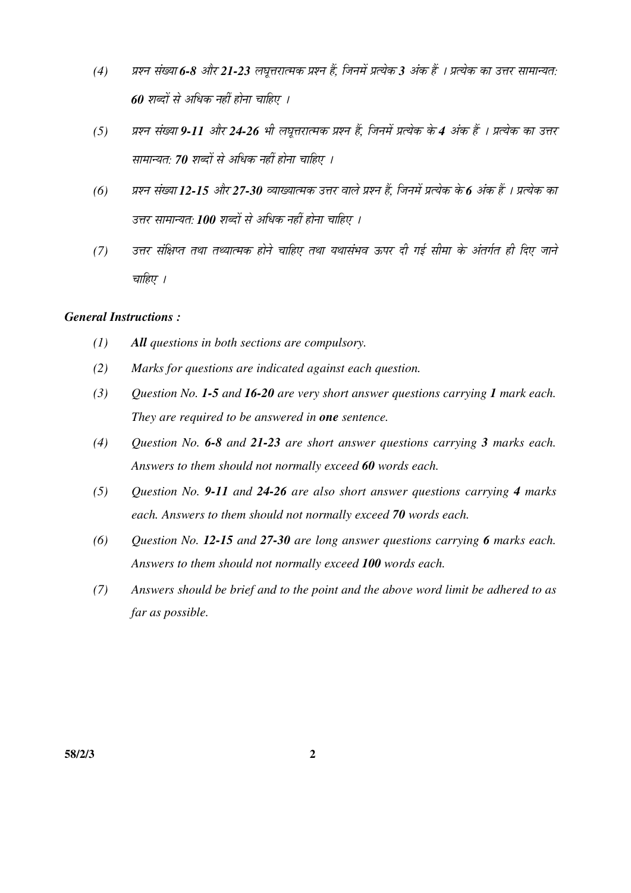*(4)* *प्रश्न संख्या* ***6-8*** *और* ***21-23*** *लघूत्तरात्मक प्रश्न हैं, जिनमें प्रत्येक* ***3*** *अंक हैं । प्रत्येक का उत्तर सामान्यत:* ***60*** *शब्दों से अधिक नहीं होना चाहिए ।*

*(5)* *प्रश्न संख्या* ***9-11*** *और* ***24-26*** *भी लघूत्तरात्मक प्रश्न हैं, जिनमें प्रत्येक के* ***4*** *अंक हैं । प्रत्येक का उत्तर सामान्यत:* ***70*** *शब्दों से अधिक नहीं होना चाहिए ।*

*(6)* *प्रश्न संख्या* ***12-15*** *और* ***27-30*** *व्याख्यात्मक उत्तर वाले प्रश्न हैं, जिनमें प्रत्येक के* ***6*** *अंक हैं । प्रत्येक का उत्तर सामान्यत:* ***100*** *शब्दों से अधिक नहीं होना चाहिए ।*

*(7)* *उत्तर संक्षिप्त तथा तथ्यात्मक होने चाहिए तथा यथासंभव ऊपर दी गई सीमा के अंतर्गत ही दिए जाने चाहिए ।*

***General Instructions :***

*(1)* ***All*** *questions in both sections are compulsory.*

*(2)* *Marks for questions are indicated against each question.*

*(3)* *Question No.* ***1-5*** *and* ***16-20*** *are very short answer questions carrying* ***1*** *mark each. They are required to be answered in* ***one*** *sentence.*

*(4)* *Question No.* ***6-8*** *and* ***21-23*** *are short answer questions carrying* ***3*** *marks each. Answers to them should not normally exceed* ***60*** *words each.*

*(5)* *Question No.* ***9-11*** *and* ***24-26*** *are also short answer questions carrying* ***4*** *marks each. Answers to them should not normally exceed* ***70*** *words each.*

*(6)* *Question No.* ***12-15*** *and* ***27-30*** *are long answer questions carrying* ***6*** *marks each. Answers to them should not normally exceed* ***100*** *words each.*

*(7)* *Answers should be brief and to the point and the above word limit be adhered to as far as possible.*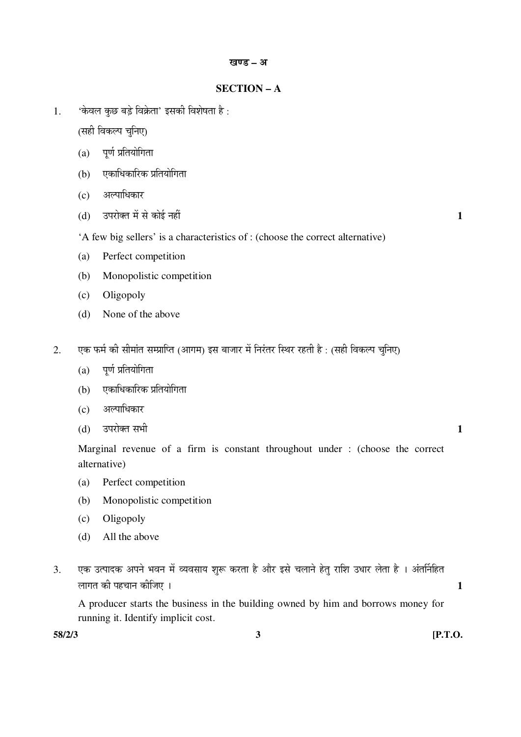## खण्ड – अ

## SECTION – A

1. 'केवल कुछ बड़े विक्रेता' इसकी विशेषता है :

   (सही विकल्प चुनिए)

   (a) पूर्ण प्रतियोगिता

   (b) एकाधिकारिक प्रतियोगिता

   (c) अल्पाधिकार

   (d) उपरोक्त में से कोई नहीं **1**

   'A few big sellers' is a characteristics of : (choose the correct alternative)

   (a) Perfect competition

   (b) Monopolistic competition

   (c) Oligopoly

   (d) None of the above

2. एक फर्म की सीमांत सम्प्राप्ति (आगम) इस बाजार में निरंतर स्थिर रहती है : (सही विकल्प चुनिए)

   (a) पूर्ण प्रतियोगिता

   (b) एकाधिकारिक प्रतियोगिता

   (c) अल्पाधिकार

   (d) उपरोक्त सभी **1**

   Marginal revenue of a firm is constant throughout under : (choose the correct alternative)

   (a) Perfect competition

   (b) Monopolistic competition

   (c) Oligopoly

   (d) All the above

3. एक उत्पादक अपने भवन में व्यवसाय शुरू करता है और इसे चलाने हेतु राशि उधार लेता है । अंतर्निहित लागत की पहचान कीजिए । **1**

   A producer starts the business in the building owned by him and borrows money for running it. Identify implicit cost.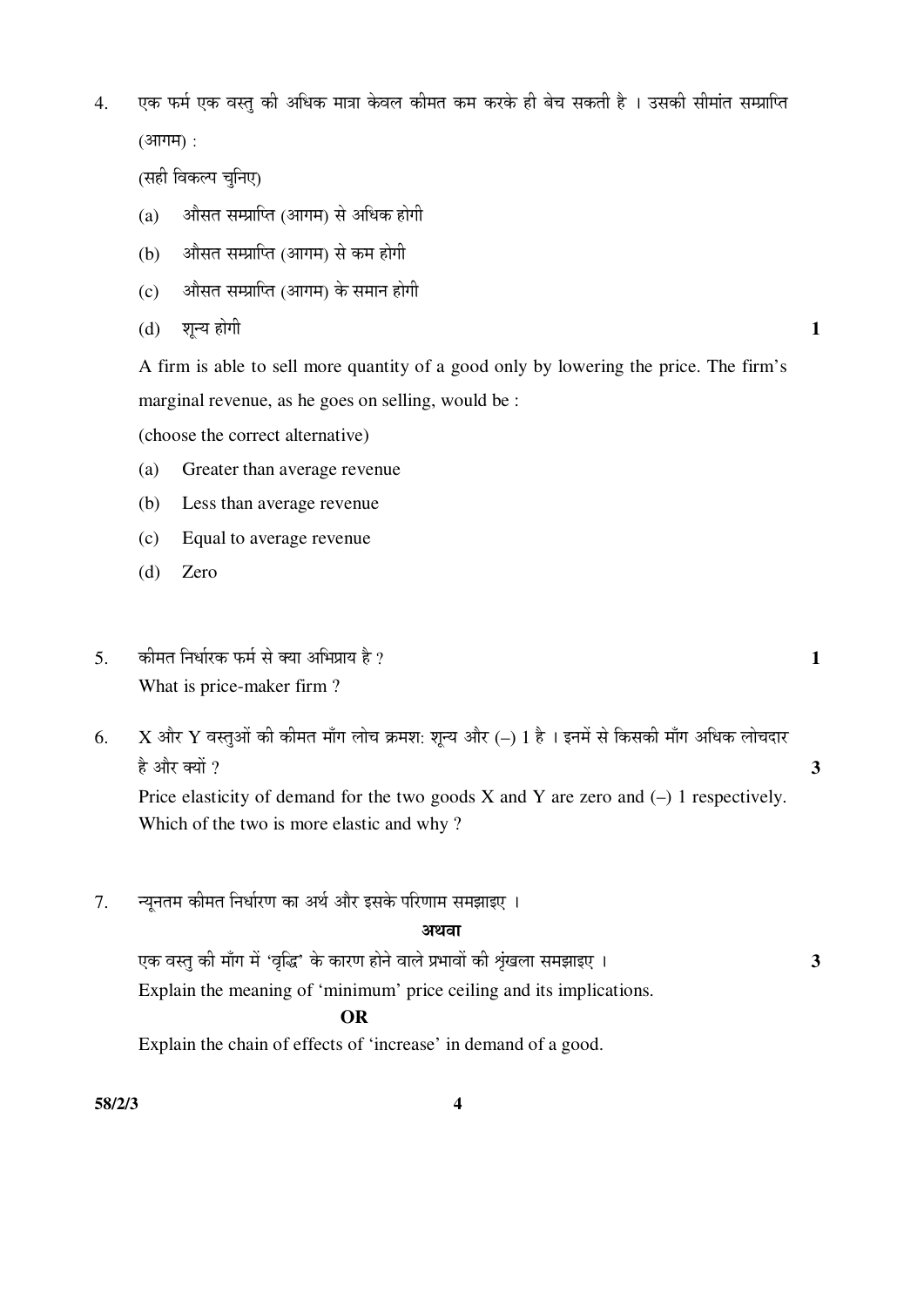4. एक फर्म एक वस्तु की अधिक मात्रा केवल कीमत कम करके ही बेच सकती है । उसकी सीमांत सम्प्राप्ति (आगम) :

   (सही विकल्प चुनिए)

   (a) औसत सम्प्राप्ति (आगम) से अधिक होगी

   (b) औसत सम्प्राप्ति (आगम) से कम होगी

   (c) औसत सम्प्राप्ति (आगम) के समान होगी

   (d) शून्य होगी **1**

   A firm is able to sell more quantity of a good only by lowering the price. The firm's marginal revenue, as he goes on selling, would be :

   (choose the correct alternative)

   (a) Greater than average revenue

   (b) Less than average revenue

   (c) Equal to average revenue

   (d) Zero

5. कीमत निर्धारक फर्म से क्या अभिप्राय है ? **1**

   What is price-maker firm ?

6. X और Y वस्तुओं की कीमत माँग लोच क्रमश: शून्य और (–) 1 है । इनमें से किसकी माँग अधिक लोचदार है और क्यों ? **3**

   Price elasticity of demand for the two goods X and Y are zero and (–) 1 respectively. Which of the two is more elastic and why ?

7. न्यूनतम कीमत निर्धारण का अर्थ और इसके परिणाम समझाइए ।

   **अथवा**

   एक वस्तु की माँग में 'वृद्धि' के कारण होने वाले प्रभावों की श्रृंखला समझाइए । **3**

   Explain the meaning of 'minimum' price ceiling and its implications.

   **OR**

   Explain the chain of effects of 'increase' in demand of a good.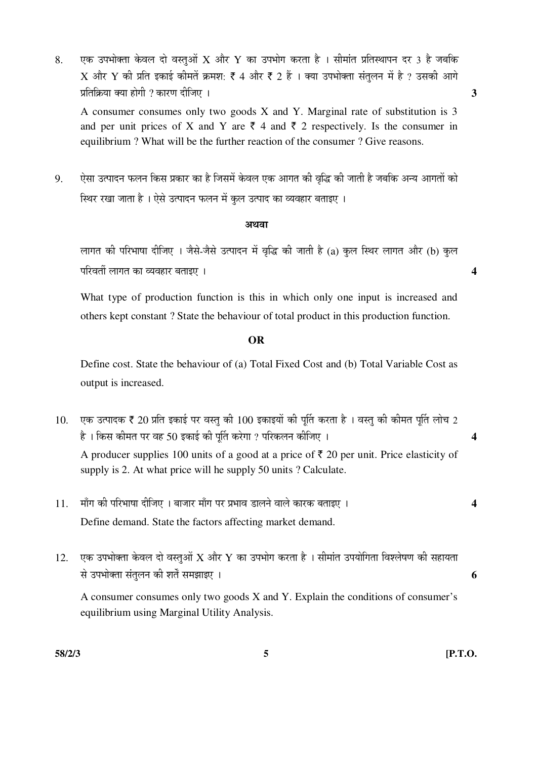8. एक उपभोक्ता केवल दो वस्तुओं X और Y का उपभोग करता है । सीमांत प्रतिस्थापन दर 3 है जबकि X और Y की प्रति इकाई कीमतें क्रमश: ₹ 4 और ₹ 2 हैं । क्या उपभोक्ता संतुलन में है ? उसकी आगे प्रतिक्रिया क्या होगी ? कारण दीजिए । **3**

   A consumer consumes only two goods X and Y. Marginal rate of substitution is 3 and per unit prices of X and Y are ₹ 4 and ₹ 2 respectively. Is the consumer in equilibrium ? What will be the further reaction of the consumer ? Give reasons.

9. ऐसा उत्पादन फलन किस प्रकार का है जिसमें केवल एक आगत की वृद्धि की जाती है जबकि अन्य आगतों को स्थिर रखा जाता है । ऐसे उत्पादन फलन में कुल उत्पाद का व्यवहार बताइए ।

   **अथवा**

   लागत की परिभाषा दीजिए । जैसे-जैसे उत्पादन में वृद्धि की जाती है (a) कुल स्थिर लागत और (b) कुल परिवर्ती लागत का व्यवहार बताइए । **4**

   What type of production function is this in which only one input is increased and others kept constant ? State the behaviour of total product in this production function.

   **OR**

   Define cost. State the behaviour of (a) Total Fixed Cost and (b) Total Variable Cost as output is increased.

10. एक उत्पादक ₹ 20 प्रति इकाई पर वस्तु की 100 इकाइयों की पूर्ति करता है । वस्तु की कीमत पूर्ति लोच 2 है । किस कीमत पर वह 50 इकाई की पूर्ति करेगा ? परिकलन कीजिए । **4**

    A producer supplies 100 units of a good at a price of ₹ 20 per unit. Price elasticity of supply is 2. At what price will he supply 50 units ? Calculate.

11. माँग की परिभाषा दीजिए । बाजार माँग पर प्रभाव डालने वाले कारक बताइए । **4**

    Define demand. State the factors affecting market demand.

12. एक उपभोक्ता केवल दो वस्तुओं X और Y का उपभोग करता है । सीमांत उपयोगिता विश्लेषण की सहायता से उपभोक्ता संतुलन की शर्तें समझाइए । **6**

    A consumer consumes only two goods X and Y. Explain the conditions of consumer's equilibrium using Marginal Utility Analysis.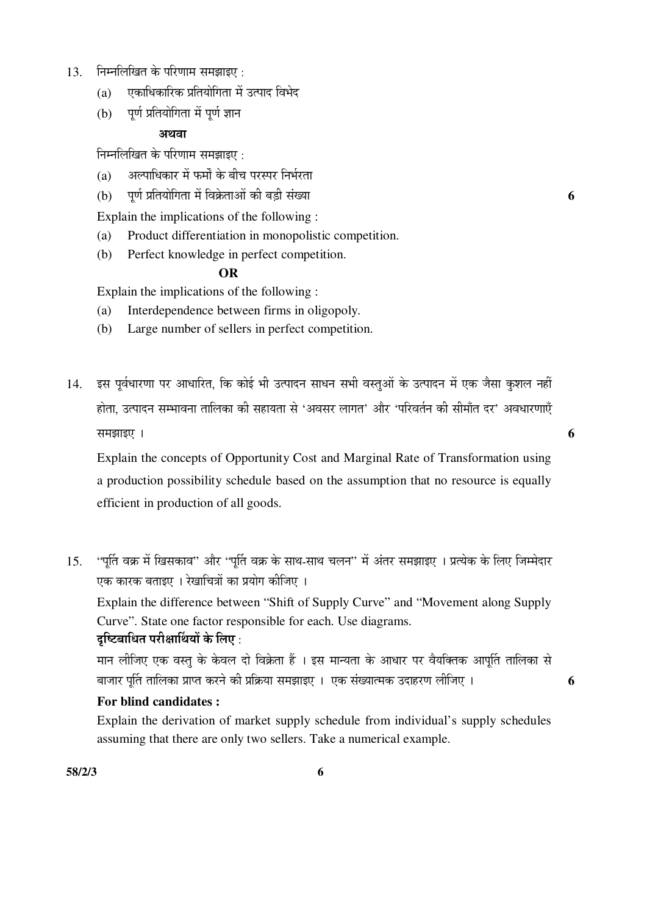13. निम्नलिखित के परिणाम समझाइए :

    (a) एकाधिकारिक प्रतियोगिता में उत्पाद विभेद

    (b) पूर्ण प्रतियोगिता में पूर्ण ज्ञान

    **अथवा**

    निम्नलिखित के परिणाम समझाइए :

    (a) अल्पाधिकार में फर्मों के बीच परस्पर निर्भरता

    (b) पूर्ण प्रतियोगिता में विक्रेताओं की बड़ी संख्या **6**

    Explain the implications of the following :

    (a) Product differentiation in monopolistic competition.

    (b) Perfect knowledge in perfect competition.

    **OR**

    Explain the implications of the following :

    (a) Interdependence between firms in oligopoly.

    (b) Large number of sellers in perfect competition.

14. इस पूर्वधारणा पर आधारित, कि कोई भी उत्पादन साधन सभी वस्तुओं के उत्पादन में एक जैसा कुशल नहीं होता, उत्पादन सम्भावना तालिका की सहायता से 'अवसर लागत' और 'परिवर्तन की सीमाँत दर' अवधारणाएँ समझाइए । **6**

    Explain the concepts of Opportunity Cost and Marginal Rate of Transformation using a production possibility schedule based on the assumption that no resource is equally efficient in production of all goods.

15. "पूर्ति वक्र में खिसकाव" और "पूर्ति वक्र के साथ-साथ चलन" में अंतर समझाइए । प्रत्येक के लिए जिम्मेदार एक कारक बताइए । रेखाचित्रों का प्रयोग कीजिए ।

    Explain the difference between "Shift of Supply Curve" and "Movement along Supply Curve". State one factor responsible for each. Use diagrams.

    **दृष्टिबाधित परीक्षार्थियों के लिए** :

    मान लीजिए एक वस्तु के केवल दो विक्रेता हैं । इस मान्यता के आधार पर वैयक्तिक आपूर्ति तालिका से बाजार पूर्ति तालिका प्राप्त करने की प्रक्रिया समझाइए । एक संख्यात्मक उदाहरण लीजिए । **6**

    **For blind candidates :**

    Explain the derivation of market supply schedule from individual's supply schedules assuming that there are only two sellers. Take a numerical example.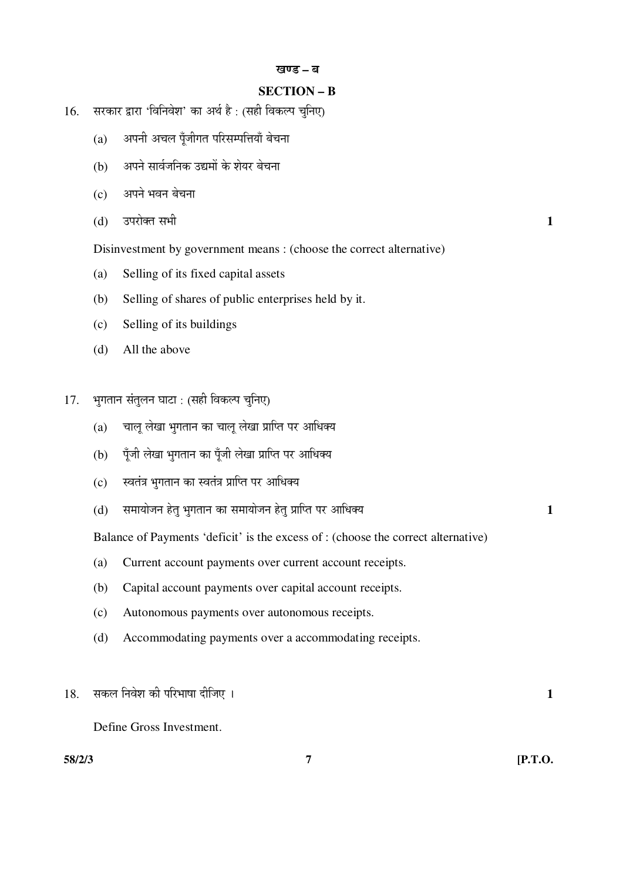## खण्ड – ब

## SECTION – B

16. सरकार द्वारा 'विनिवेश' का अर्थ है : (सही विकल्प चुनिए)

    (a) अपनी अचल पूँजीगत परिसम्पत्तियाँ बेचना

    (b) अपने सार्वजनिक उद्यमों के शेयर बेचना

    (c) अपने भवन बेचना

    (d) उपरोक्त सभी **1**

    Disinvestment by government means : (choose the correct alternative)

    (a) Selling of its fixed capital assets

    (b) Selling of shares of public enterprises held by it.

    (c) Selling of its buildings

    (d) All the above

17. भुगतान संतुलन घाटा : (सही विकल्प चुनिए)

    (a) चालू लेखा भुगतान का चालू लेखा प्राप्ति पर आधिक्य

    (b) पूँजी लेखा भुगतान का पूँजी लेखा प्राप्ति पर आधिक्य

    (c) स्वतंत्र भुगतान का स्वतंत्र प्राप्ति पर आधिक्य

    (d) समायोजन हेतु भुगतान का समायोजन हेतु प्राप्ति पर आधिक्य **1**

    Balance of Payments 'deficit' is the excess of : (choose the correct alternative)

    (a) Current account payments over current account receipts.

    (b) Capital account payments over capital account receipts.

    (c) Autonomous payments over autonomous receipts.

    (d) Accommodating payments over a accommodating receipts.

18. सकल निवेश की परिभाषा दीजिए । **1**

    Define Gross Investment.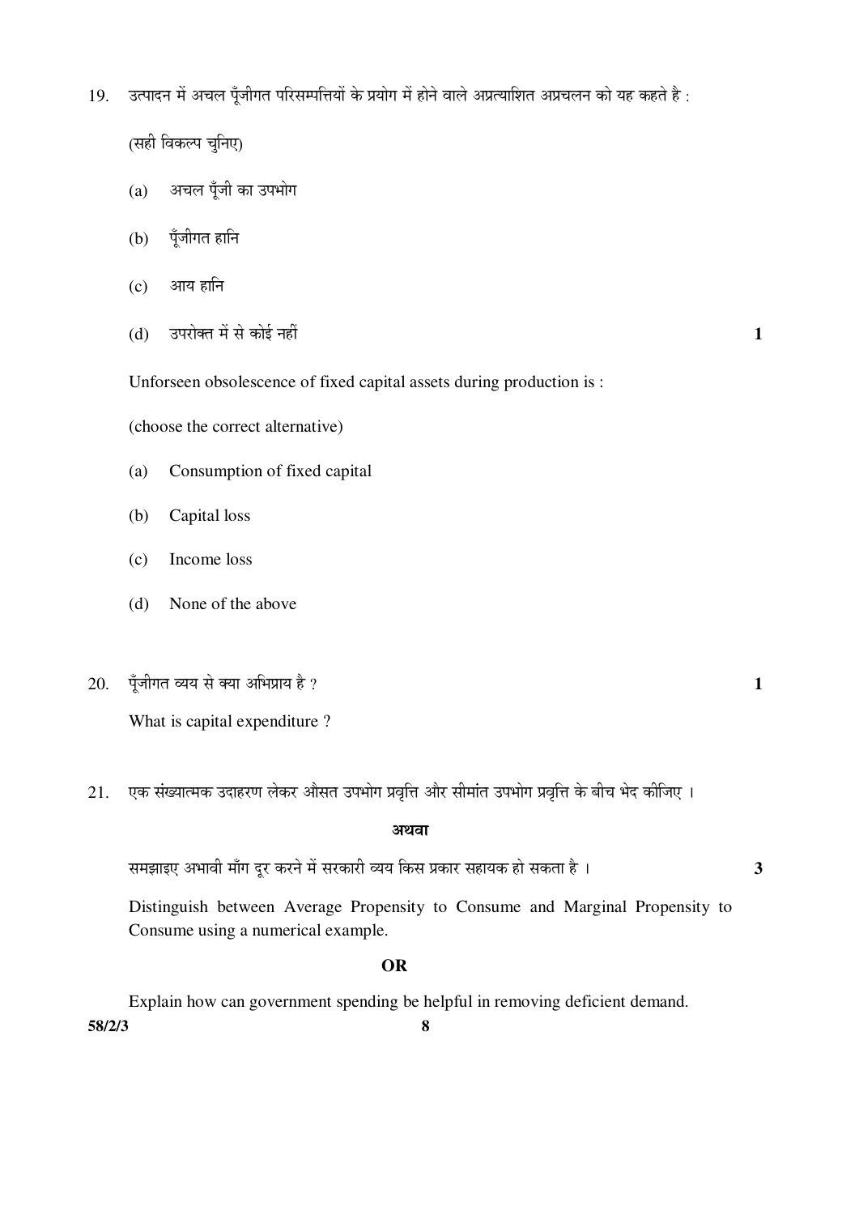19. उत्पादन में अचल पूँजीगत परिसम्पत्तियों के प्रयोग में होने वाले अप्रत्याशित अप्रचलन को यह कहते है :

(सही विकल्प चुनिए)

(a) अचल पूँजी का उपभोग

(b) पूँजीगत हानि

(c) आय हानि

(d) उपरोक्त में से कोई नहीं **1**

Unforseen obsolescence of fixed capital assets during production is :

(choose the correct alternative)

(a) Consumption of fixed capital

(b) Capital loss

(c) Income loss

(d) None of the above

20. पूँजीगत व्यय से क्या अभिप्राय है ? **1**

What is capital expenditure ?

21. एक संख्यात्मक उदाहरण लेकर औसत उपभोग प्रवृत्ति और सीमांत उपभोग प्रवृत्ति के बीच भेद कीजिए ।

**अथवा**

समझाइए अभावी माँग दूर करने में सरकारी व्यय किस प्रकार सहायक हो सकता है । **3**

Distinguish between Average Propensity to Consume and Marginal Propensity to Consume using a numerical example.

**OR**

Explain how can government spending be helpful in removing deficient demand.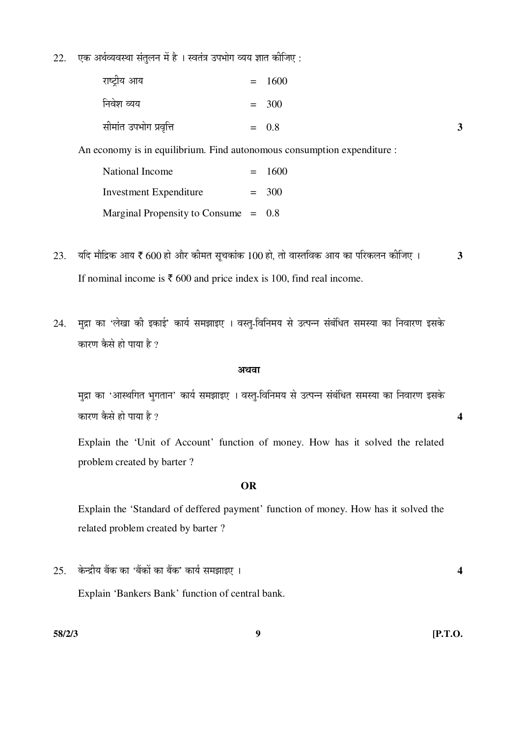22. एक अर्थव्यवस्था संतुलन में है । स्वतंत्र उपभोग व्यय ज्ञात कीजिए :

| | | |
|---|---|---|
| राष्ट्रीय आय | = | 1600 |
| निवेश व्यय | = | 300 |
| सीमांत उपभोग प्रवृत्ति | = | 0.8 |

**3**

An economy is in equilibrium. Find autonomous consumption expenditure :

| | | |
|---|---|---|
| National Income | = | 1600 |
| Investment Expenditure | = | 300 |
| Marginal Propensity to Consume | = | 0.8 |

23. यदि मौद्रिक आय ₹ 600 हो और कीमत सूचकांक 100 हो, तो वास्तविक आय का परिकलन कीजिए । **3**

If nominal income is ₹ 600 and price index is 100, find real income.

24. मुद्रा का 'लेखा की इकाई' कार्य समझाइए । वस्तु-विनिमय से उत्पन्न संबंधित समस्या का निवारण इसके कारण कैसे हो पाया है ?

**अथवा**

मुद्रा का 'आस्थगित भुगतान' कार्य समझाइए । वस्तु-विनिमय से उत्पन्न संबंधित समस्या का निवारण इसके कारण कैसे हो पाया है ? **4**

Explain the 'Unit of Account' function of money. How has it solved the related problem created by barter ?

**OR**

Explain the 'Standard of deffered payment' function of money. How has it solved the related problem created by barter ?

25. केन्द्रीय बैंक का 'बैंकों का बैंक' कार्य समझाइए । **4**

Explain 'Bankers Bank' function of central bank.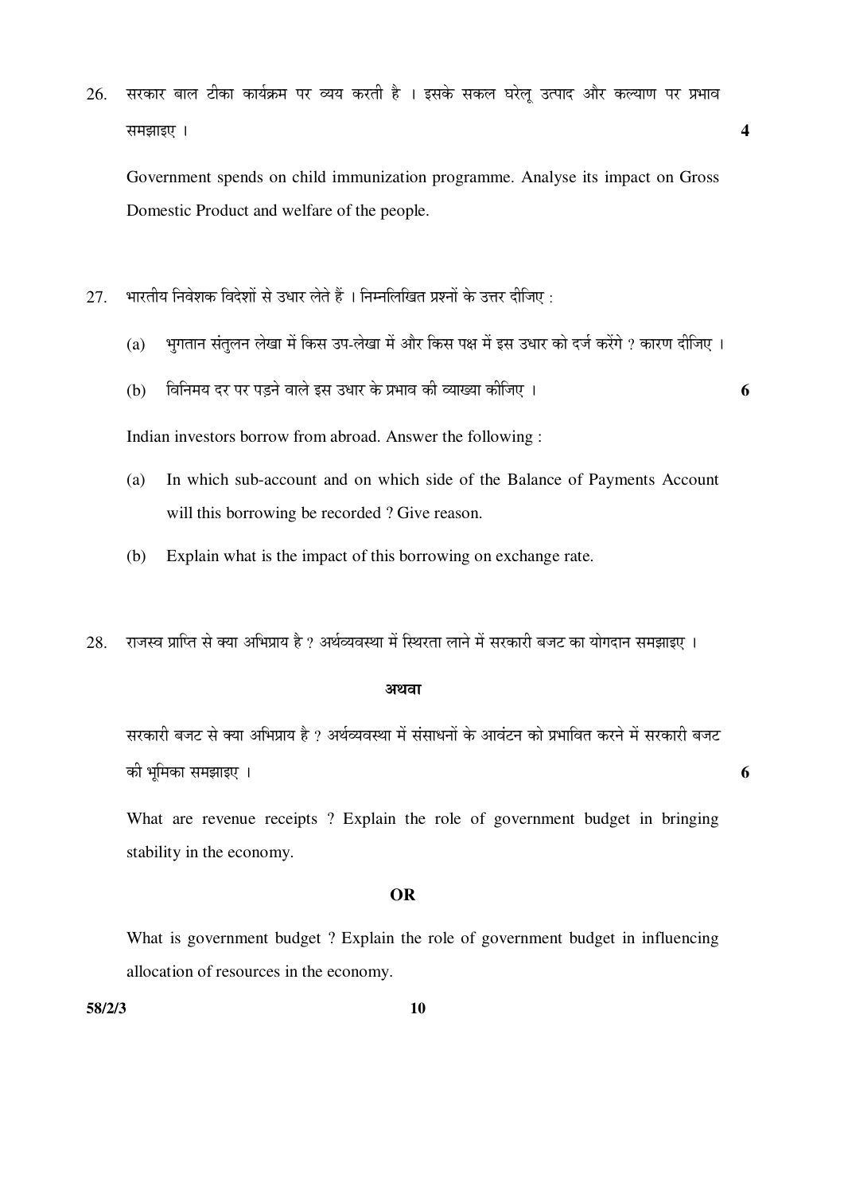26. सरकार बाल टीका कार्यक्रम पर व्यय करती है । इसके सकल घरेलू उत्पाद और कल्याण पर प्रभाव समझाइए । **4**

Government spends on child immunization programme. Analyse its impact on Gross Domestic Product and welfare of the people.

27. भारतीय निवेशक विदेशों से उधार लेते हैं । निम्नलिखित प्रश्नों के उत्तर दीजिए :

    (a) भुगतान संतुलन लेखा में किस उप-लेखा में और किस पक्ष में इस उधार को दर्ज करेंगे ? कारण दीजिए ।

    (b) विनिमय दर पर पड़ने वाले इस उधार के प्रभाव की व्याख्या कीजिए । **6**

Indian investors borrow from abroad. Answer the following :

(a) In which sub-account and on which side of the Balance of Payments Account will this borrowing be recorded ? Give reason.

(b) Explain what is the impact of this borrowing on exchange rate.

28. राजस्व प्राप्ति से क्या अभिप्राय है ? अर्थव्यवस्था में स्थिरता लाने में सरकारी बजट का योगदान समझाइए ।

**अथवा**

सरकारी बजट से क्या अभिप्राय है ? अर्थव्यवस्था में संसाधनों के आवंटन को प्रभावित करने में सरकारी बजट की भूमिका समझाइए । **6**

What are revenue receipts ? Explain the role of government budget in bringing stability in the economy.

**OR**

What is government budget ? Explain the role of government budget in influencing allocation of resources in the economy.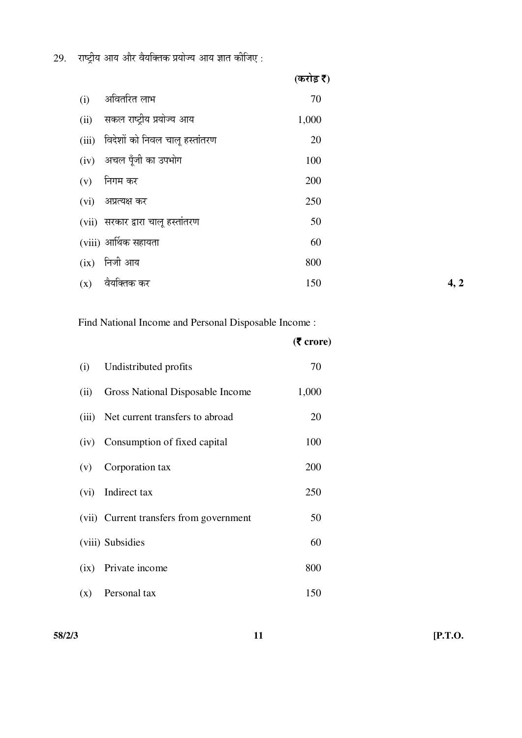29. राष्ट्रीय आय और वैयक्तिक प्रयोज्य आय ज्ञात कीजिए :

| | | (करोड़ ₹) |
|---|---|---|
| (i) | अवितरित लाभ | 70 |
| (ii) | सकल राष्ट्रीय प्रयोज्य आय | 1,000 |
| (iii) | विदेशों को निवल चालू हस्तांतरण | 20 |
| (iv) | अचल पूँजी का उपभोग | 100 |
| (v) | निगम कर | 200 |
| (vi) | अप्रत्यक्ष कर | 250 |
| (vii) | सरकार द्वारा चालू हस्तांतरण | 50 |
| (viii) | आर्थिक सहायता | 60 |
| (ix) | निजी आय | 800 |
| (x) | वैयक्तिक कर | 150 |

**4, 2**

Find National Income and Personal Disposable Income :

| | | (₹ crore) |
|---|---|---|
| (i) | Undistributed profits | 70 |
| (ii) | Gross National Disposable Income | 1,000 |
| (iii) | Net current transfers to abroad | 20 |
| (iv) | Consumption of fixed capital | 100 |
| (v) | Corporation tax | 200 |
| (vi) | Indirect tax | 250 |
| (vii) | Current transfers from government | 50 |
| (viii) | Subsidies | 60 |
| (ix) | Private income | 800 |
| (x) | Personal tax | 150 |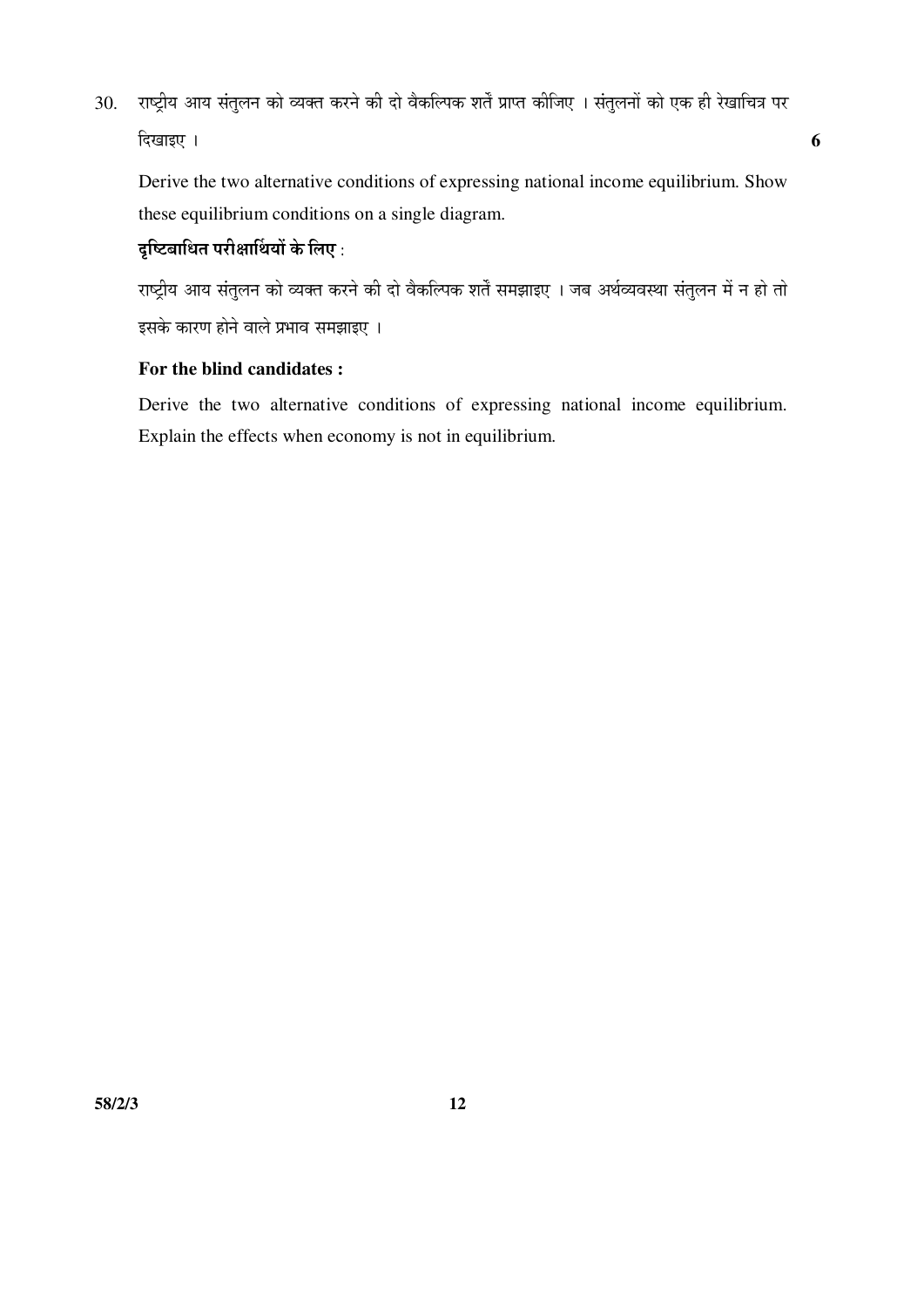30. राष्ट्रीय आय संतुलन को व्यक्त करने की दो वैकल्पिक शर्तें प्राप्त कीजिए । संतुलनों को एक ही रेखाचित्र पर दिखाइए । **6**

Derive the two alternative conditions of expressing national income equilibrium. Show these equilibrium conditions on a single diagram.

**दृष्टिबाधित परीक्षार्थियों के लिए** :

राष्ट्रीय आय संतुलन को व्यक्त करने की दो वैकल्पिक शर्तें समझाइए । जब अर्थव्यवस्था संतुलन में न हो तो इसके कारण होने वाले प्रभाव समझाइए ।

**For the blind candidates :**

Derive the two alternative conditions of expressing national income equilibrium. Explain the effects when economy is not in equilibrium.